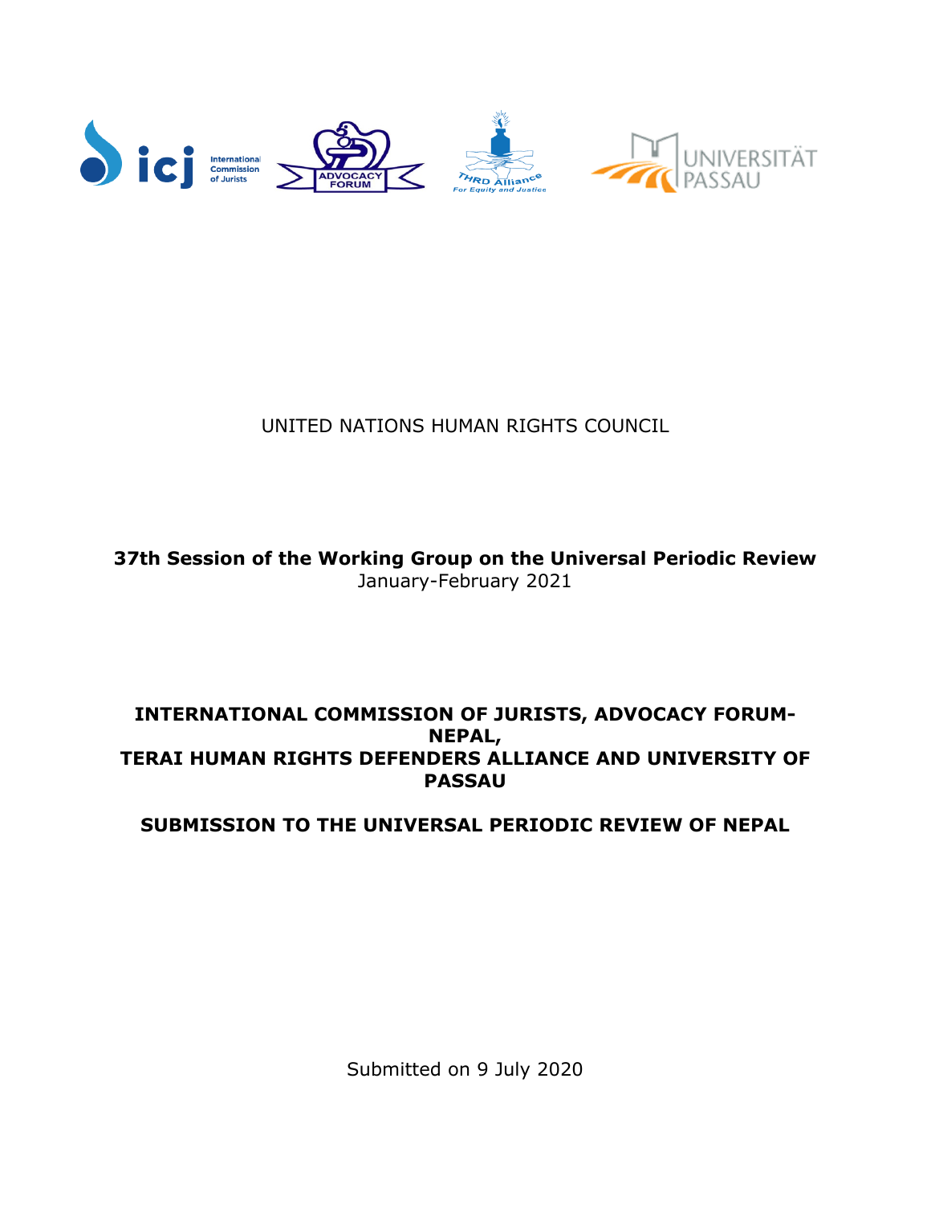UNITED NATIONS HUMAN RIGHTS COUNCIL

**37th Session of the Working Group on the Universal Periodic Review**
January-February 2021

**INTERNATIONAL COMMISSION OF JURISTS, ADVOCACY FORUM-NEPAL,**
**TERAI HUMAN RIGHTS DEFENDERS ALLIANCE AND UNIVERSITY OF PASSAU**

**SUBMISSION TO THE UNIVERSAL PERIODIC REVIEW OF NEPAL**

Submitted on 9 July 2020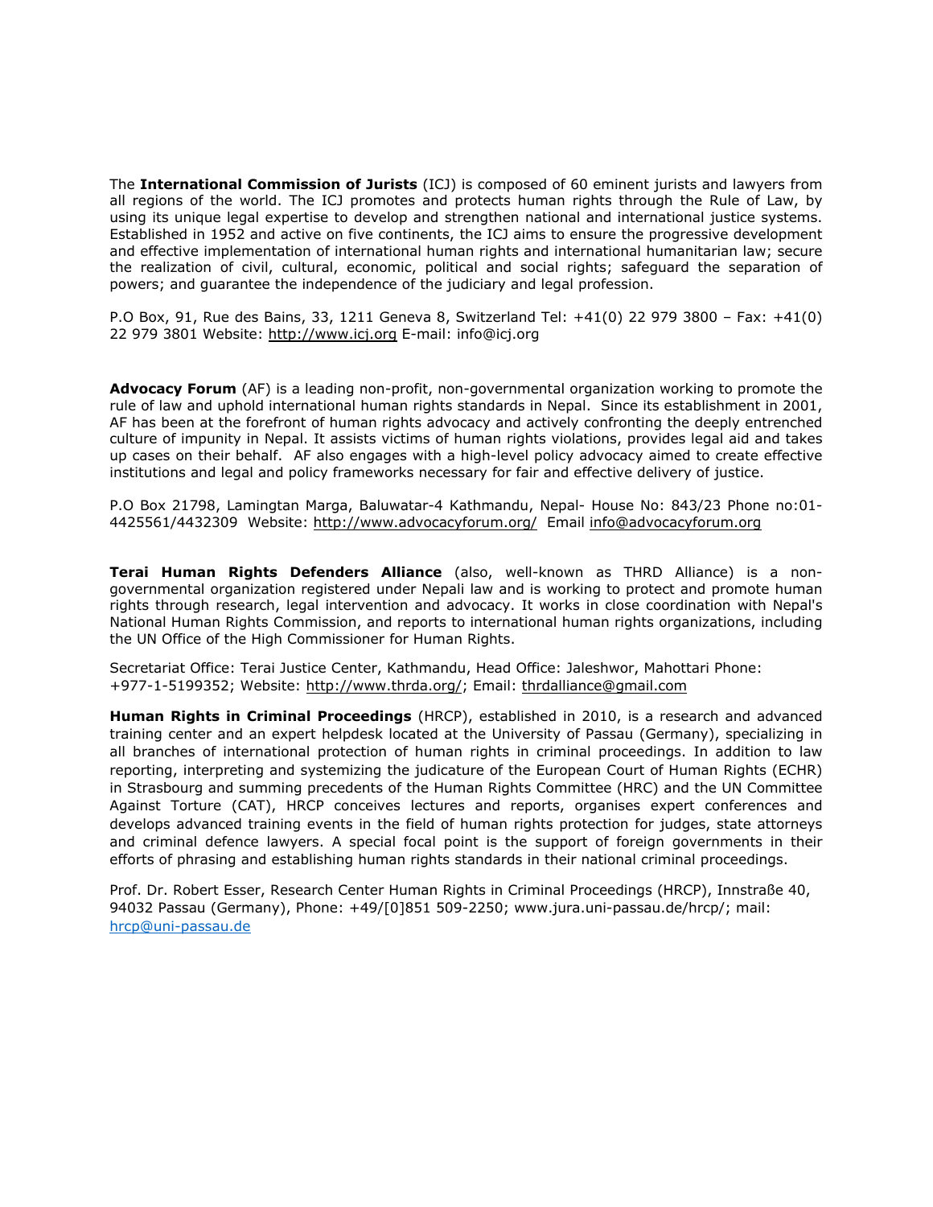The **International Commission of Jurists** (ICJ) is composed of 60 eminent jurists and lawyers from all regions of the world. The ICJ promotes and protects human rights through the Rule of Law, by using its unique legal expertise to develop and strengthen national and international justice systems. Established in 1952 and active on five continents, the ICJ aims to ensure the progressive development and effective implementation of international human rights and international humanitarian law; secure the realization of civil, cultural, economic, political and social rights; safeguard the separation of powers; and guarantee the independence of the judiciary and legal profession.

P.O Box, 91, Rue des Bains, 33, 1211 Geneva 8, Switzerland Tel: +41(0) 22 979 3800 – Fax: +41(0) 22 979 3801 Website: http://www.icj.org E-mail: info@icj.org

**Advocacy Forum** (AF) is a leading non-profit, non-governmental organization working to promote the rule of law and uphold international human rights standards in Nepal. Since its establishment in 2001, AF has been at the forefront of human rights advocacy and actively confronting the deeply entrenched culture of impunity in Nepal. It assists victims of human rights violations, provides legal aid and takes up cases on their behalf. AF also engages with a high-level policy advocacy aimed to create effective institutions and legal and policy frameworks necessary for fair and effective delivery of justice.

P.O Box 21798, Lamingtan Marga, Baluwatar-4 Kathmandu, Nepal- House No: 843/23 Phone no:01-4425561/4432309 Website: http://www.advocacyforum.org/ Email info@advocacyforum.org

**Terai Human Rights Defenders Alliance** (also, well-known as THRD Alliance) is a non-governmental organization registered under Nepali law and is working to protect and promote human rights through research, legal intervention and advocacy. It works in close coordination with Nepal's National Human Rights Commission, and reports to international human rights organizations, including the UN Office of the High Commissioner for Human Rights.

Secretariat Office: Terai Justice Center, Kathmandu, Head Office: Jaleshwor, Mahottari Phone: +977-1-5199352; Website: http://www.thrda.org/; Email: thrdalliance@gmail.com

**Human Rights in Criminal Proceedings** (HRCP), established in 2010, is a research and advanced training center and an expert helpdesk located at the University of Passau (Germany), specializing in all branches of international protection of human rights in criminal proceedings. In addition to law reporting, interpreting and systemizing the judicature of the European Court of Human Rights (ECHR) in Strasbourg and summing precedents of the Human Rights Committee (HRC) and the UN Committee Against Torture (CAT), HRCP conceives lectures and reports, organises expert conferences and develops advanced training events in the field of human rights protection for judges, state attorneys and criminal defence lawyers. A special focal point is the support of foreign governments in their efforts of phrasing and establishing human rights standards in their national criminal proceedings.

Prof. Dr. Robert Esser, Research Center Human Rights in Criminal Proceedings (HRCP), Innstraße 40, 94032 Passau (Germany), Phone: +49/[0]851 509-2250; www.jura.uni-passau.de/hrcp/; mail: hrcp@uni-passau.de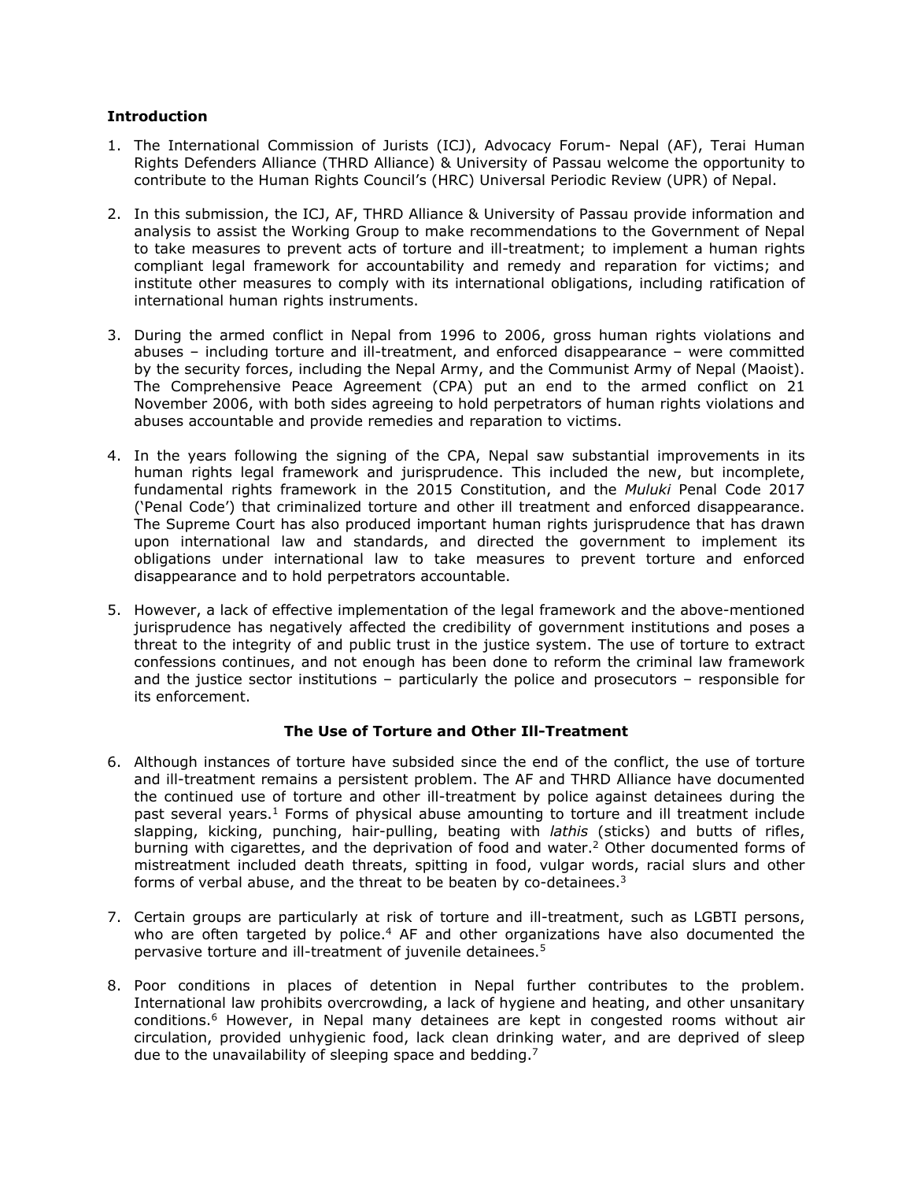**Introduction**

1. The International Commission of Jurists (ICJ), Advocacy Forum- Nepal (AF), Terai Human Rights Defenders Alliance (THRD Alliance) & University of Passau welcome the opportunity to contribute to the Human Rights Council's (HRC) Universal Periodic Review (UPR) of Nepal.

2. In this submission, the ICJ, AF, THRD Alliance & University of Passau provide information and analysis to assist the Working Group to make recommendations to the Government of Nepal to take measures to prevent acts of torture and ill-treatment; to implement a human rights compliant legal framework for accountability and remedy and reparation for victims; and institute other measures to comply with its international obligations, including ratification of international human rights instruments.

3. During the armed conflict in Nepal from 1996 to 2006, gross human rights violations and abuses – including torture and ill-treatment, and enforced disappearance – were committed by the security forces, including the Nepal Army, and the Communist Army of Nepal (Maoist). The Comprehensive Peace Agreement (CPA) put an end to the armed conflict on 21 November 2006, with both sides agreeing to hold perpetrators of human rights violations and abuses accountable and provide remedies and reparation to victims.

4. In the years following the signing of the CPA, Nepal saw substantial improvements in its human rights legal framework and jurisprudence. This included the new, but incomplete, fundamental rights framework in the 2015 Constitution, and the *Muluki* Penal Code 2017 ('Penal Code') that criminalized torture and other ill treatment and enforced disappearance. The Supreme Court has also produced important human rights jurisprudence that has drawn upon international law and standards, and directed the government to implement its obligations under international law to take measures to prevent torture and enforced disappearance and to hold perpetrators accountable.

5. However, a lack of effective implementation of the legal framework and the above-mentioned jurisprudence has negatively affected the credibility of government institutions and poses a threat to the integrity of and public trust in the justice system. The use of torture to extract confessions continues, and not enough has been done to reform the criminal law framework and the justice sector institutions – particularly the police and prosecutors – responsible for its enforcement.

**The Use of Torture and Other Ill-Treatment**

6. Although instances of torture have subsided since the end of the conflict, the use of torture and ill-treatment remains a persistent problem. The AF and THRD Alliance have documented the continued use of torture and other ill-treatment by police against detainees during the past several years.[1] Forms of physical abuse amounting to torture and ill treatment include slapping, kicking, punching, hair-pulling, beating with *lathis* (sticks) and butts of rifles, burning with cigarettes, and the deprivation of food and water.[2] Other documented forms of mistreatment included death threats, spitting in food, vulgar words, racial slurs and other forms of verbal abuse, and the threat to be beaten by co-detainees.[3]

7. Certain groups are particularly at risk of torture and ill-treatment, such as LGBTI persons, who are often targeted by police.[4] AF and other organizations have also documented the pervasive torture and ill-treatment of juvenile detainees.[5]

8. Poor conditions in places of detention in Nepal further contributes to the problem. International law prohibits overcrowding, a lack of hygiene and heating, and other unsanitary conditions.[6] However, in Nepal many detainees are kept in congested rooms without air circulation, provided unhygienic food, lack clean drinking water, and are deprived of sleep due to the unavailability of sleeping space and bedding.[7]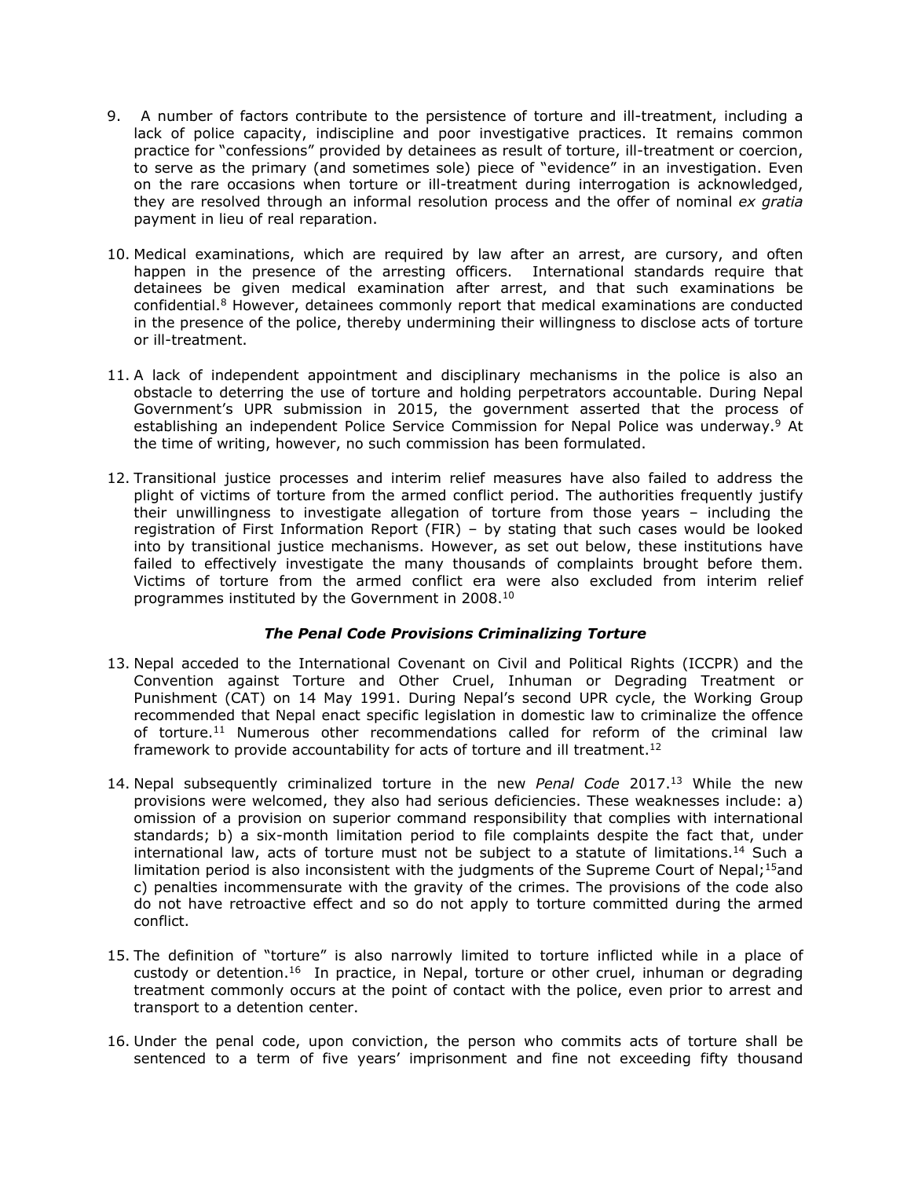9. A number of factors contribute to the persistence of torture and ill-treatment, including a lack of police capacity, indiscipline and poor investigative practices. It remains common practice for "confessions" provided by detainees as result of torture, ill-treatment or coercion, to serve as the primary (and sometimes sole) piece of "evidence" in an investigation. Even on the rare occasions when torture or ill-treatment during interrogation is acknowledged, they are resolved through an informal resolution process and the offer of nominal *ex gratia* payment in lieu of real reparation.

10. Medical examinations, which are required by law after an arrest, are cursory, and often happen in the presence of the arresting officers. International standards require that detainees be given medical examination after arrest, and that such examinations be confidential.[8] However, detainees commonly report that medical examinations are conducted in the presence of the police, thereby undermining their willingness to disclose acts of torture or ill-treatment.

11. A lack of independent appointment and disciplinary mechanisms in the police is also an obstacle to deterring the use of torture and holding perpetrators accountable. During Nepal Government's UPR submission in 2015, the government asserted that the process of establishing an independent Police Service Commission for Nepal Police was underway.[9] At the time of writing, however, no such commission has been formulated.

12. Transitional justice processes and interim relief measures have also failed to address the plight of victims of torture from the armed conflict period. The authorities frequently justify their unwillingness to investigate allegation of torture from those years – including the registration of First Information Report (FIR) – by stating that such cases would be looked into by transitional justice mechanisms. However, as set out below, these institutions have failed to effectively investigate the many thousands of complaints brought before them. Victims of torture from the armed conflict era were also excluded from interim relief programmes instituted by the Government in 2008.[10]

### ***The Penal Code Provisions Criminalizing Torture***

13. Nepal acceded to the International Covenant on Civil and Political Rights (ICCPR) and the Convention against Torture and Other Cruel, Inhuman or Degrading Treatment or Punishment (CAT) on 14 May 1991. During Nepal's second UPR cycle, the Working Group recommended that Nepal enact specific legislation in domestic law to criminalize the offence of torture.[11] Numerous other recommendations called for reform of the criminal law framework to provide accountability for acts of torture and ill treatment.[12]

14. Nepal subsequently criminalized torture in the new *Penal Code* 2017.[13] While the new provisions were welcomed, they also had serious deficiencies. These weaknesses include: a) omission of a provision on superior command responsibility that complies with international standards; b) a six-month limitation period to file complaints despite the fact that, under international law, acts of torture must not be subject to a statute of limitations.[14] Such a limitation period is also inconsistent with the judgments of the Supreme Court of Nepal;[15]and c) penalties incommensurate with the gravity of the crimes. The provisions of the code also do not have retroactive effect and so do not apply to torture committed during the armed conflict.

15. The definition of "torture" is also narrowly limited to torture inflicted while in a place of custody or detention.[16] In practice, in Nepal, torture or other cruel, inhuman or degrading treatment commonly occurs at the point of contact with the police, even prior to arrest and transport to a detention center.

16. Under the penal code, upon conviction, the person who commits acts of torture shall be sentenced to a term of five years' imprisonment and fine not exceeding fifty thousand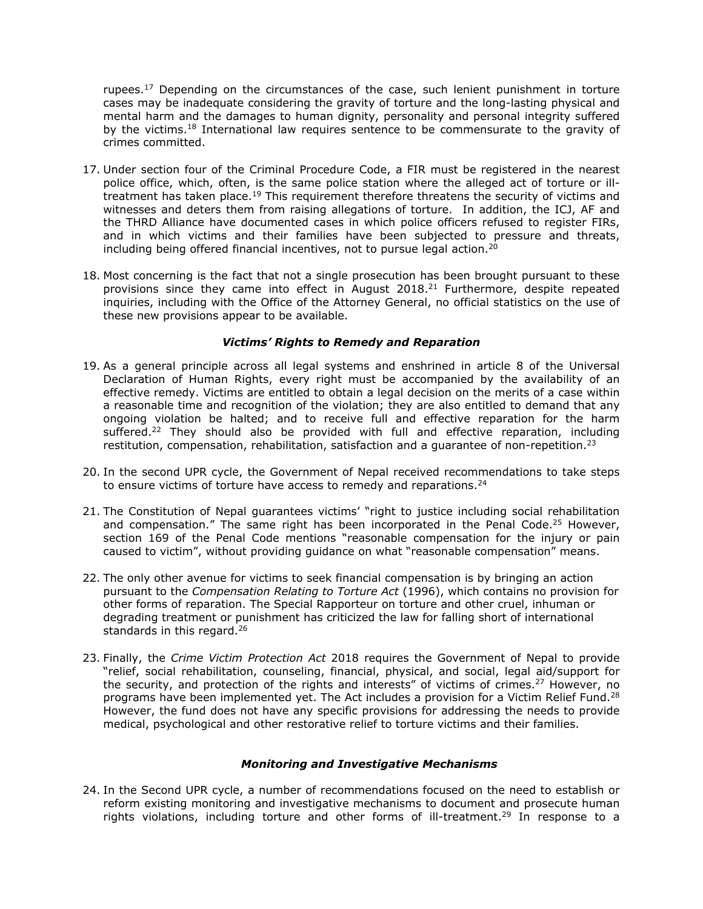rupees.[17] Depending on the circumstances of the case, such lenient punishment in torture cases may be inadequate considering the gravity of torture and the long-lasting physical and mental harm and the damages to human dignity, personality and personal integrity suffered by the victims.[18] International law requires sentence to be commensurate to the gravity of crimes committed.

17. Under section four of the Criminal Procedure Code, a FIR must be registered in the nearest police office, which, often, is the same police station where the alleged act of torture or ill-treatment has taken place.[19] This requirement therefore threatens the security of victims and witnesses and deters them from raising allegations of torture. In addition, the ICJ, AF and the THRD Alliance have documented cases in which police officers refused to register FIRs, and in which victims and their families have been subjected to pressure and threats, including being offered financial incentives, not to pursue legal action.[20]

18. Most concerning is the fact that not a single prosecution has been brought pursuant to these provisions since they came into effect in August 2018.[21] Furthermore, despite repeated inquiries, including with the Office of the Attorney General, no official statistics on the use of these new provisions appear to be available.

### *Victims' Rights to Remedy and Reparation*

19. As a general principle across all legal systems and enshrined in article 8 of the Universal Declaration of Human Rights, every right must be accompanied by the availability of an effective remedy. Victims are entitled to obtain a legal decision on the merits of a case within a reasonable time and recognition of the violation; they are also entitled to demand that any ongoing violation be halted; and to receive full and effective reparation for the harm suffered.[22] They should also be provided with full and effective reparation, including restitution, compensation, rehabilitation, satisfaction and a guarantee of non-repetition.[23]

20. In the second UPR cycle, the Government of Nepal received recommendations to take steps to ensure victims of torture have access to remedy and reparations.[24]

21. The Constitution of Nepal guarantees victims' "right to justice including social rehabilitation and compensation." The same right has been incorporated in the Penal Code.[25] However, section 169 of the Penal Code mentions "reasonable compensation for the injury or pain caused to victim", without providing guidance on what "reasonable compensation" means.

22. The only other avenue for victims to seek financial compensation is by bringing an action pursuant to the *Compensation Relating to Torture Act* (1996), which contains no provision for other forms of reparation. The Special Rapporteur on torture and other cruel, inhuman or degrading treatment or punishment has criticized the law for falling short of international standards in this regard.[26]

23. Finally, the *Crime Victim Protection Act* 2018 requires the Government of Nepal to provide "relief, social rehabilitation, counseling, financial, physical, and social, legal aid/support for the security, and protection of the rights and interests" of victims of crimes.[27] However, no programs have been implemented yet. The Act includes a provision for a Victim Relief Fund.[28] However, the fund does not have any specific provisions for addressing the needs to provide medical, psychological and other restorative relief to torture victims and their families.

### *Monitoring and Investigative Mechanisms*

24. In the Second UPR cycle, a number of recommendations focused on the need to establish or reform existing monitoring and investigative mechanisms to document and prosecute human rights violations, including torture and other forms of ill-treatment.[29] In response to a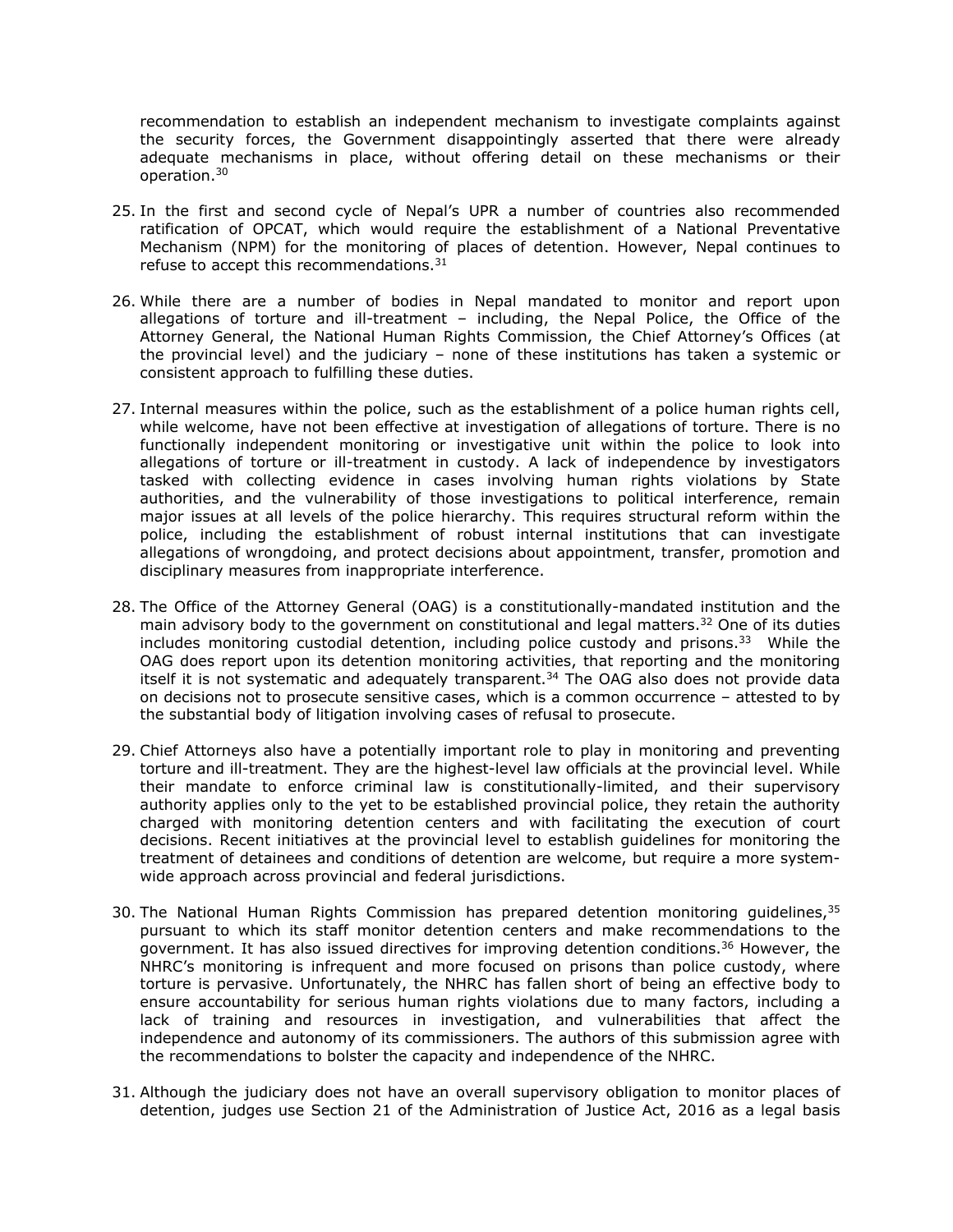recommendation to establish an independent mechanism to investigate complaints against the security forces, the Government disappointingly asserted that there were already adequate mechanisms in place, without offering detail on these mechanisms or their operation.[30]

25. In the first and second cycle of Nepal's UPR a number of countries also recommended ratification of OPCAT, which would require the establishment of a National Preventative Mechanism (NPM) for the monitoring of places of detention. However, Nepal continues to refuse to accept this recommendations.[31]

26. While there are a number of bodies in Nepal mandated to monitor and report upon allegations of torture and ill-treatment – including, the Nepal Police, the Office of the Attorney General, the National Human Rights Commission, the Chief Attorney's Offices (at the provincial level) and the judiciary – none of these institutions has taken a systemic or consistent approach to fulfilling these duties.

27. Internal measures within the police, such as the establishment of a police human rights cell, while welcome, have not been effective at investigation of allegations of torture. There is no functionally independent monitoring or investigative unit within the police to look into allegations of torture or ill-treatment in custody. A lack of independence by investigators tasked with collecting evidence in cases involving human rights violations by State authorities, and the vulnerability of those investigations to political interference, remain major issues at all levels of the police hierarchy. This requires structural reform within the police, including the establishment of robust internal institutions that can investigate allegations of wrongdoing, and protect decisions about appointment, transfer, promotion and disciplinary measures from inappropriate interference.

28. The Office of the Attorney General (OAG) is a constitutionally-mandated institution and the main advisory body to the government on constitutional and legal matters.[32] One of its duties includes monitoring custodial detention, including police custody and prisons.[33] While the OAG does report upon its detention monitoring activities, that reporting and the monitoring itself it is not systematic and adequately transparent.[34] The OAG also does not provide data on decisions not to prosecute sensitive cases, which is a common occurrence – attested to by the substantial body of litigation involving cases of refusal to prosecute.

29. Chief Attorneys also have a potentially important role to play in monitoring and preventing torture and ill-treatment. They are the highest-level law officials at the provincial level. While their mandate to enforce criminal law is constitutionally-limited, and their supervisory authority applies only to the yet to be established provincial police, they retain the authority charged with monitoring detention centers and with facilitating the execution of court decisions. Recent initiatives at the provincial level to establish guidelines for monitoring the treatment of detainees and conditions of detention are welcome, but require a more system-wide approach across provincial and federal jurisdictions.

30. The National Human Rights Commission has prepared detention monitoring guidelines,[35] pursuant to which its staff monitor detention centers and make recommendations to the government. It has also issued directives for improving detention conditions.[36] However, the NHRC's monitoring is infrequent and more focused on prisons than police custody, where torture is pervasive. Unfortunately, the NHRC has fallen short of being an effective body to ensure accountability for serious human rights violations due to many factors, including a lack of training and resources in investigation, and vulnerabilities that affect the independence and autonomy of its commissioners. The authors of this submission agree with the recommendations to bolster the capacity and independence of the NHRC.

31. Although the judiciary does not have an overall supervisory obligation to monitor places of detention, judges use Section 21 of the Administration of Justice Act, 2016 as a legal basis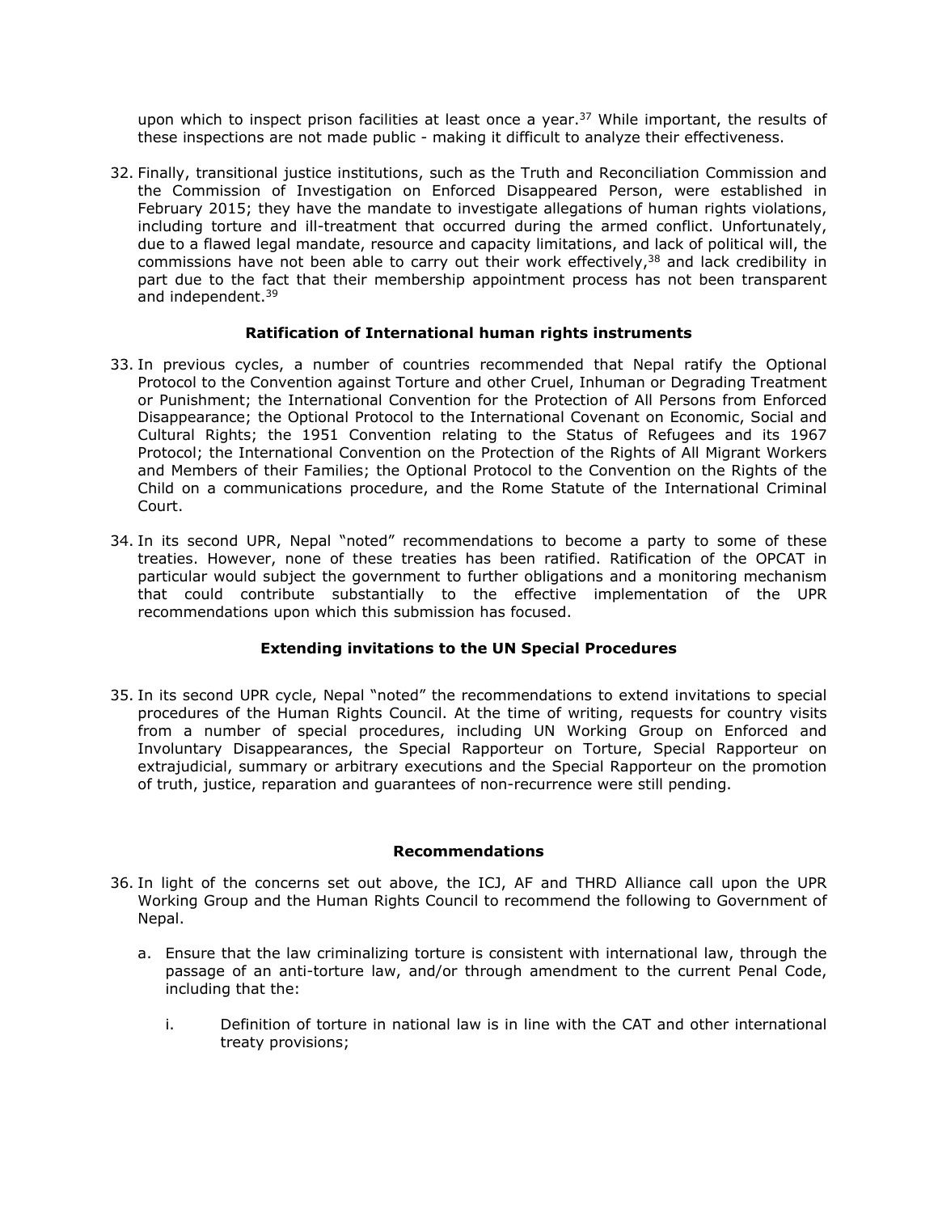upon which to inspect prison facilities at least once a year.[37] While important, the results of these inspections are not made public - making it difficult to analyze their effectiveness.

32. Finally, transitional justice institutions, such as the Truth and Reconciliation Commission and the Commission of Investigation on Enforced Disappeared Person, were established in February 2015; they have the mandate to investigate allegations of human rights violations, including torture and ill-treatment that occurred during the armed conflict. Unfortunately, due to a flawed legal mandate, resource and capacity limitations, and lack of political will, the commissions have not been able to carry out their work effectively,[38] and lack credibility in part due to the fact that their membership appointment process has not been transparent and independent.[39]

### Ratification of International human rights instruments

33. In previous cycles, a number of countries recommended that Nepal ratify the Optional Protocol to the Convention against Torture and other Cruel, Inhuman or Degrading Treatment or Punishment; the International Convention for the Protection of All Persons from Enforced Disappearance; the Optional Protocol to the International Covenant on Economic, Social and Cultural Rights; the 1951 Convention relating to the Status of Refugees and its 1967 Protocol; the International Convention on the Protection of the Rights of All Migrant Workers and Members of their Families; the Optional Protocol to the Convention on the Rights of the Child on a communications procedure, and the Rome Statute of the International Criminal Court.

34. In its second UPR, Nepal "noted" recommendations to become a party to some of these treaties. However, none of these treaties has been ratified. Ratification of the OPCAT in particular would subject the government to further obligations and a monitoring mechanism that could contribute substantially to the effective implementation of the UPR recommendations upon which this submission has focused.

### Extending invitations to the UN Special Procedures

35. In its second UPR cycle, Nepal "noted" the recommendations to extend invitations to special procedures of the Human Rights Council. At the time of writing, requests for country visits from a number of special procedures, including UN Working Group on Enforced and Involuntary Disappearances, the Special Rapporteur on Torture, Special Rapporteur on extrajudicial, summary or arbitrary executions and the Special Rapporteur on the promotion of truth, justice, reparation and guarantees of non-recurrence were still pending.

### Recommendations

36. In light of the concerns set out above, the ICJ, AF and THRD Alliance call upon the UPR Working Group and the Human Rights Council to recommend the following to Government of Nepal.

    a. Ensure that the law criminalizing torture is consistent with international law, through the passage of an anti-torture law, and/or through amendment to the current Penal Code, including that the:

        i. Definition of torture in national law is in line with the CAT and other international treaty provisions;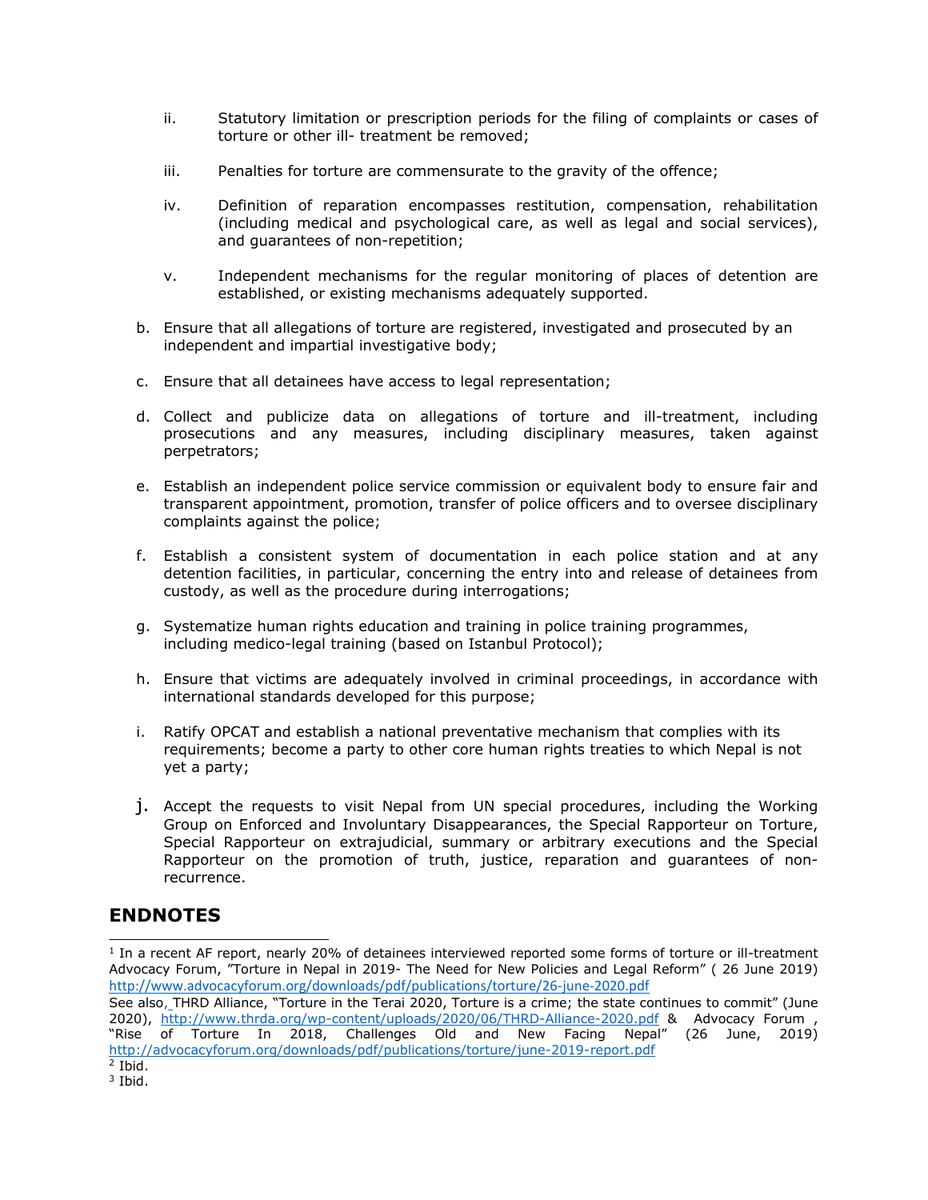ii. Statutory limitation or prescription periods for the filing of complaints or cases of torture or other ill- treatment be removed;

iii. Penalties for torture are commensurate to the gravity of the offence;

iv. Definition of reparation encompasses restitution, compensation, rehabilitation (including medical and psychological care, as well as legal and social services), and guarantees of non-repetition;

v. Independent mechanisms for the regular monitoring of places of detention are established, or existing mechanisms adequately supported.

b. Ensure that all allegations of torture are registered, investigated and prosecuted by an independent and impartial investigative body;

c. Ensure that all detainees have access to legal representation;

d. Collect and publicize data on allegations of torture and ill-treatment, including prosecutions and any measures, including disciplinary measures, taken against perpetrators;

e. Establish an independent police service commission or equivalent body to ensure fair and transparent appointment, promotion, transfer of police officers and to oversee disciplinary complaints against the police;

f. Establish a consistent system of documentation in each police station and at any detention facilities, in particular, concerning the entry into and release of detainees from custody, as well as the procedure during interrogations;

g. Systematize human rights education and training in police training programmes, including medico-legal training (based on Istanbul Protocol);

h. Ensure that victims are adequately involved in criminal proceedings, in accordance with international standards developed for this purpose;

i. Ratify OPCAT and establish a national preventative mechanism that complies with its requirements; become a party to other core human rights treaties to which Nepal is not yet a party;

j. Accept the requests to visit Nepal from UN special procedures, including the Working Group on Enforced and Involuntary Disappearances, the Special Rapporteur on Torture, Special Rapporteur on extrajudicial, summary or arbitrary executions and the Special Rapporteur on the promotion of truth, justice, reparation and guarantees of non-recurrence.

## ENDNOTES

[1] In a recent AF report, nearly 20% of detainees interviewed reported some forms of torture or ill-treatment Advocacy Forum, "Torture in Nepal in 2019- The Need for New Policies and Legal Reform" ( 26 June 2019) http://www.advocacyforum.org/downloads/pdf/publications/torture/26-june-2020.pdf

See also, THRD Alliance, "Torture in the Terai 2020, Torture is a crime; the state continues to commit" (June 2020), http://www.thrda.org/wp-content/uploads/2020/06/THRD-Alliance-2020.pdf & Advocacy Forum , "Rise of Torture In 2018, Challenges Old and New Facing Nepal" (26 June, 2019) http://advocacyforum.org/downloads/pdf/publications/torture/june-2019-report.pdf

[2] Ibid.

[3] Ibid.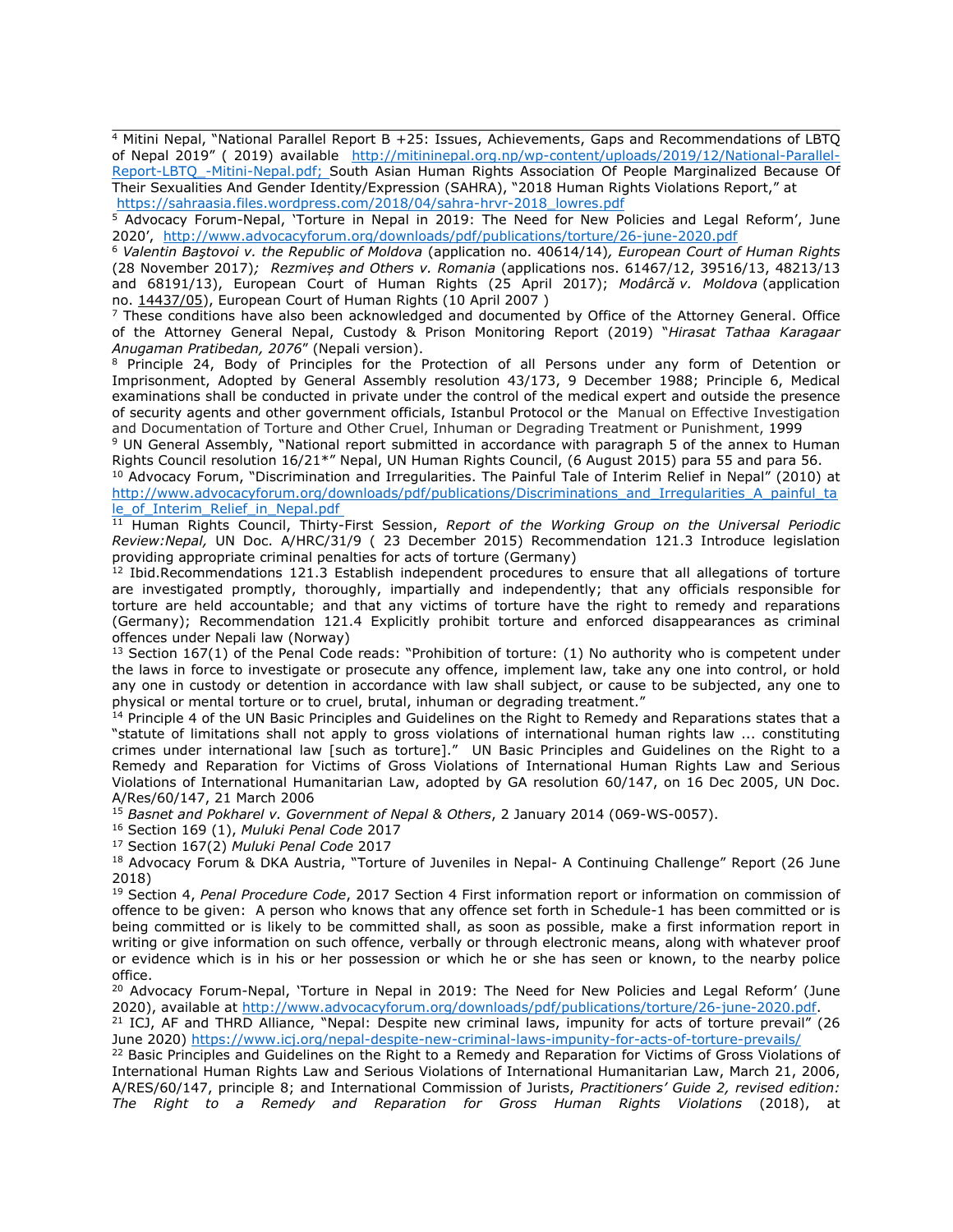[4] Mitini Nepal, "National Parallel Report B +25: Issues, Achievements, Gaps and Recommendations of LBTQ of Nepal 2019" ( 2019) available http://mitininepal.org.np/wp-content/uploads/2019/12/National-Parallel-Report-LBTQ_-Mitini-Nepal.pdf; South Asian Human Rights Association Of People Marginalized Because Of Their Sexualities And Gender Identity/Expression (SAHRA), "2018 Human Rights Violations Report," at https://sahraasia.files.wordpress.com/2018/04/sahra-hrvr-2018_lowres.pdf

[5] Advocacy Forum-Nepal, 'Torture in Nepal in 2019: The Need for New Policies and Legal Reform', June 2020', http://www.advocacyforum.org/downloads/pdf/publications/torture/26-june-2020.pdf

[6] *Valentin Baştovoi v. the Republic of Moldova* (application no. 40614/14), *European Court of Human Rights* (28 November 2017); *Rezmiveș and Others v. Romania* (applications nos. 61467/12, 39516/13, 48213/13 and 68191/13), European Court of Human Rights (25 April 2017); *Modârcă v. Moldova* (application no. 14437/05), European Court of Human Rights (10 April 2007 )

[7] These conditions have also been acknowledged and documented by Office of the Attorney General. Office of the Attorney General Nepal, Custody & Prison Monitoring Report (2019) "*Hirasat Tathaa Karagaar Anugaman Pratibedan, 2076*" (Nepali version).

[8] Principle 24, Body of Principles for the Protection of all Persons under any form of Detention or Imprisonment, Adopted by General Assembly resolution 43/173, 9 December 1988; Principle 6, Medical examinations shall be conducted in private under the control of the medical expert and outside the presence of security agents and other government officials, Istanbul Protocol or the Manual on Effective Investigation and Documentation of Torture and Other Cruel, Inhuman or Degrading Treatment or Punishment, 1999

[9] UN General Assembly, "National report submitted in accordance with paragraph 5 of the annex to Human Rights Council resolution 16/21*" Nepal, UN Human Rights Council, (6 August 2015) para 55 and para 56.

[10] Advocacy Forum, "Discrimination and Irregularities. The Painful Tale of Interim Relief in Nepal" (2010) at http://www.advocacyforum.org/downloads/pdf/publications/Discriminations_and_Irregularities_A_painful_tale_of_Interim_Relief_in_Nepal.pdf

[11] Human Rights Council, Thirty-First Session, *Report of the Working Group on the Universal Periodic Review:Nepal,* UN Doc. A/HRC/31/9 ( 23 December 2015) Recommendation 121.3 Introduce legislation providing appropriate criminal penalties for acts of torture (Germany)

[12] Ibid.Recommendations 121.3 Establish independent procedures to ensure that all allegations of torture are investigated promptly, thoroughly, impartially and independently; that any officials responsible for torture are held accountable; and that any victims of torture have the right to remedy and reparations (Germany); Recommendation 121.4 Explicitly prohibit torture and enforced disappearances as criminal offences under Nepali law (Norway)

[13] Section 167(1) of the Penal Code reads: "Prohibition of torture: (1) No authority who is competent under the laws in force to investigate or prosecute any offence, implement law, take any one into control, or hold any one in custody or detention in accordance with law shall subject, or cause to be subjected, any one to physical or mental torture or to cruel, brutal, inhuman or degrading treatment."

[14] Principle 4 of the UN Basic Principles and Guidelines on the Right to Remedy and Reparations states that a "statute of limitations shall not apply to gross violations of international human rights law ... constituting crimes under international law [such as torture]." UN Basic Principles and Guidelines on the Right to a Remedy and Reparation for Victims of Gross Violations of International Human Rights Law and Serious Violations of International Humanitarian Law, adopted by GA resolution 60/147, on 16 Dec 2005, UN Doc. A/Res/60/147, 21 March 2006

[15] *Basnet and Pokharel v. Government of Nepal & Others*, 2 January 2014 (069-WS-0057).

[16] Section 169 (1), *Muluki Penal Code* 2017

[17] Section 167(2) *Muluki Penal Code* 2017

[18] Advocacy Forum & DKA Austria, "Torture of Juveniles in Nepal- A Continuing Challenge" Report (26 June 2018)

[19] Section 4, *Penal Procedure Code*, 2017 Section 4 First information report or information on commission of offence to be given: A person who knows that any offence set forth in Schedule-1 has been committed or is being committed or is likely to be committed shall, as soon as possible, make a first information report in writing or give information on such offence, verbally or through electronic means, along with whatever proof or evidence which is in his or her possession or which he or she has seen or known, to the nearby police office.

[20] Advocacy Forum-Nepal, 'Torture in Nepal in 2019: The Need for New Policies and Legal Reform' (June 2020), available at http://www.advocacyforum.org/downloads/pdf/publications/torture/26-june-2020.pdf.

[21] ICJ, AF and THRD Alliance, "Nepal: Despite new criminal laws, impunity for acts of torture prevail" (26 June 2020) https://www.icj.org/nepal-despite-new-criminal-laws-impunity-for-acts-of-torture-prevails/

[22] Basic Principles and Guidelines on the Right to a Remedy and Reparation for Victims of Gross Violations of International Human Rights Law and Serious Violations of International Humanitarian Law, March 21, 2006, A/RES/60/147, principle 8; and International Commission of Jurists, *Practitioners' Guide 2, revised edition: The Right to a Remedy and Reparation for Gross Human Rights Violations* (2018), at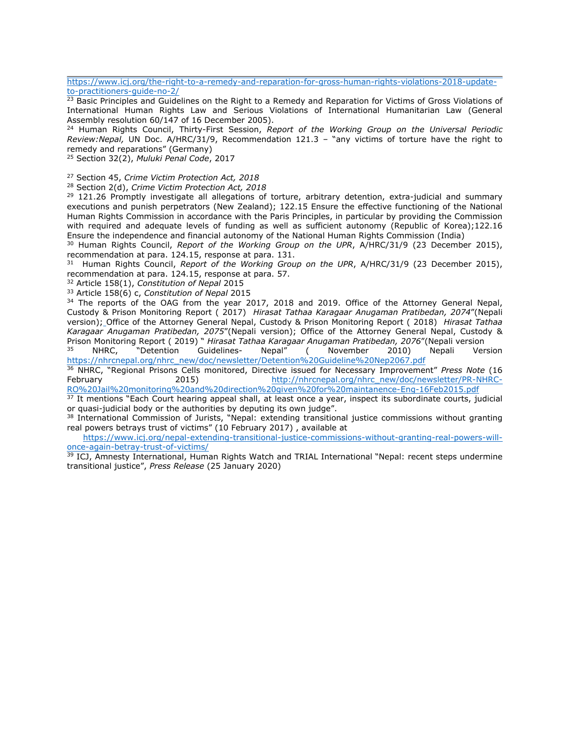https://www.icj.org/the-right-to-a-remedy-and-reparation-for-gross-human-rights-violations-2018-update-to-practitioners-guide-no-2/

[23] Basic Principles and Guidelines on the Right to a Remedy and Reparation for Victims of Gross Violations of International Human Rights Law and Serious Violations of International Humanitarian Law (General Assembly resolution 60/147 of 16 December 2005).

[24] Human Rights Council, Thirty-First Session, *Report of the Working Group on the Universal Periodic Review:Nepal,* UN Doc. A/HRC/31/9, Recommendation 121.3 – "any victims of torture have the right to remedy and reparations" (Germany)

[25] Section 32(2), *Muluki Penal Code*, 2017

[27] Section 45, *Crime Victim Protection Act, 2018*

[28] Section 2(d), *Crime Victim Protection Act, 2018*

[29] 121.26 Promptly investigate all allegations of torture, arbitrary detention, extra-judicial and summary executions and punish perpetrators (New Zealand); 122.15 Ensure the effective functioning of the National Human Rights Commission in accordance with the Paris Principles, in particular by providing the Commission with required and adequate levels of funding as well as sufficient autonomy (Republic of Korea);122.16 Ensure the independence and financial autonomy of the National Human Rights Commission (India)

[30] Human Rights Council, *Report of the Working Group on the UPR*, A/HRC/31/9 (23 December 2015), recommendation at para. 124.15, response at para. 131.

[31] Human Rights Council, *Report of the Working Group on the UPR*, A/HRC/31/9 (23 December 2015), recommendation at para. 124.15, response at para. 57.

[32] Article 158(1), *Constitution of Nepal* 2015

[33] Article 158(6) c, *Constitution of Nepal* 2015

[34] The reports of the OAG from the year 2017, 2018 and 2019. Office of the Attorney General Nepal, Custody & Prison Monitoring Report ( 2017) *Hirasat Tathaa Karagaar Anugaman Pratibedan, 2074*"(Nepali version); Office of the Attorney General Nepal, Custody & Prison Monitoring Report ( 2018) *Hirasat Tathaa Karagaar Anugaman Pratibedan, 2075*"(Nepali version); Office of the Attorney General Nepal, Custody & Prison Monitoring Report ( 2019) " *Hirasat Tathaa Karagaar Anugaman Pratibedan, 2076*"(Nepali version

[35] NHRC, "Detention Guidelines- Nepal" ( November 2010) Nepali Version https://nhrcnepal.org/nhrc_new/doc/newsletter/Detention%20Guideline%20Nep2067.pdf

[36] NHRC, "Regional Prisons Cells monitored, Directive issued for Necessary Improvement" *Press Note* (16 February 2015) http://nhrcnepal.org/nhrc_new/doc/newsletter/PR-NHRC-RO%20Jail%20monitoring%20and%20direction%20given%20for%20maintanence-Eng-16Feb2015.pdf

[37] It mentions "Each Court hearing appeal shall, at least once a year, inspect its subordinate courts, judicial or quasi-judicial body or the authorities by deputing its own judge".

[38] International Commission of Jurists, "Nepal: extending transitional justice commissions without granting real powers betrays trust of victims" (10 February 2017) , available at https://www.icj.org/nepal-extending-transitional-justice-commissions-without-granting-real-powers-will-once-again-betray-trust-of-victims/

[39] ICJ, Amnesty International, Human Rights Watch and TRIAL International "Nepal: recent steps undermine transitional justice", *Press Release* (25 January 2020)